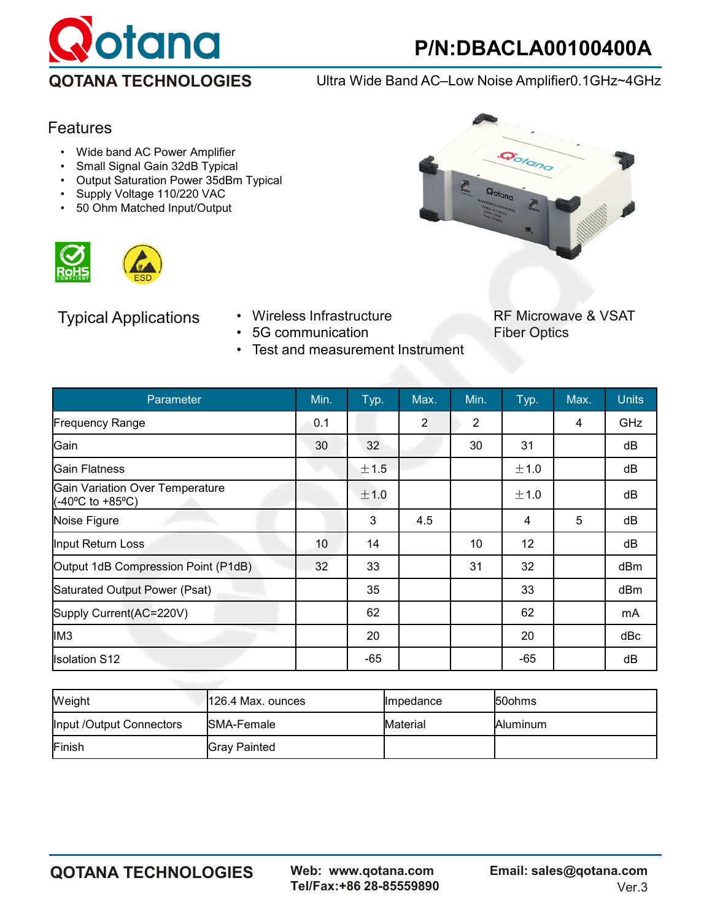# P/N:DBACLA00100400A

**QOTANA TECHNOLOGIES**

Ultra Wide Band AC–Low Noise Amplifier0.1GHz~4GHz

## Features

- Wide band AC Power Amplifier
- Small Signal Gain 32dB Typical
- Output Saturation Power 35dBm Typical
- Supply Voltage 110/220 VAC
- 50 Ohm Matched Input/Output

## Typical Applications

- Wireless Infrastructure
- 5G communication
- Test and measurement Instrument
- RF Microwave & VSAT
- Fiber Optics

| Parameter | Min. | Typ. | Max. | Min. | Typ. | Max. | Units |
|---|---|---|---|---|---|---|---|
| Frequency Range | 0.1 | | 2 | 2 | | 4 | GHz |
| Gain | 30 | 32 | | 30 | 31 | | dB |
| Gain Flatness | | ±1.5 | | | ±1.0 | | dB |
| Gain Variation Over Temperature (-40ºC to +85ºC) | | ±1.0 | | | ±1.0 | | dB |
| Noise Figure | | 3 | 4.5 | | 4 | 5 | dB |
| Input Return Loss | 10 | 14 | | 10 | 12 | | dB |
| Output 1dB Compression Point (P1dB) | 32 | 33 | | 31 | 32 | | dBm |
| Saturated Output Power (Psat) | | 35 | | | 33 | | dBm |
| Supply Current(AC=220V) | | 62 | | | 62 | | mA |
| IM3 | | 20 | | | 20 | | dBc |
| Isolation S12 | | -65 | | | -65 | | dB |

| | | | |
|---|---|---|---|
| Weight | 126.4 Max. ounces | Impedance | 50ohms |
| Input /Output Connectors | SMA-Female | Material | Aluminum |
| Finish | Gray Painted | | |

**QOTANA TECHNOLOGIES** **Web: www.qotana.com** **Tel/Fax:+86 28-85559890** **Email: sales@qotana.com** Ver.3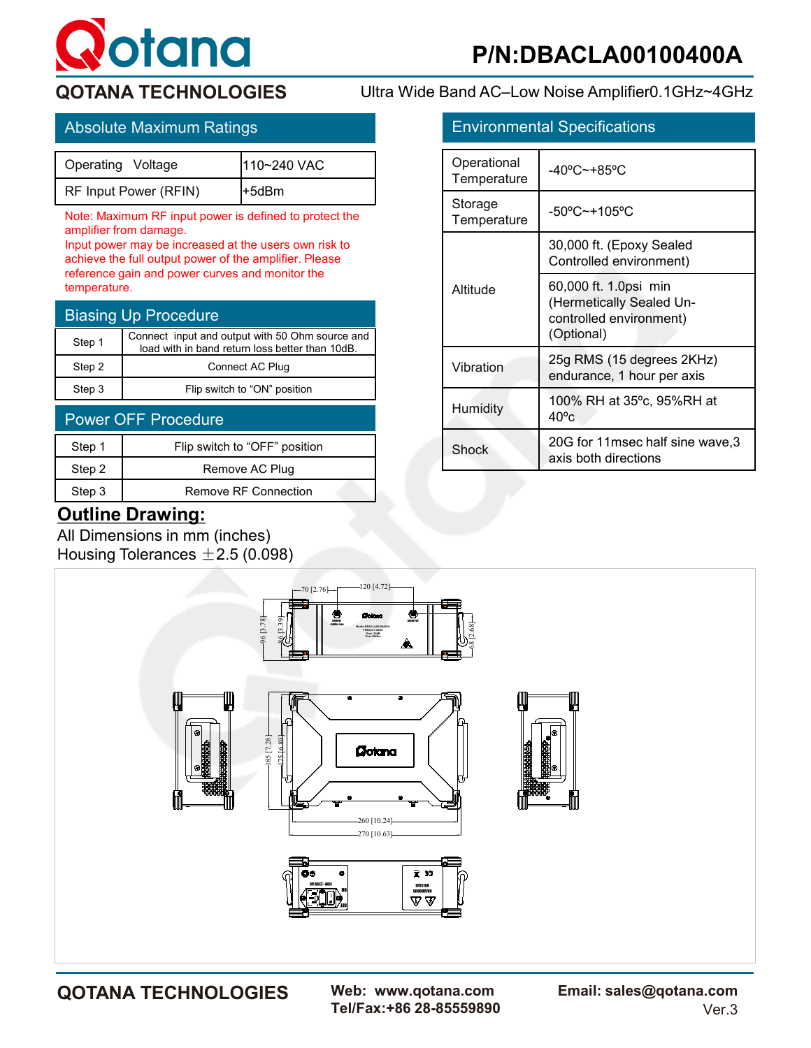# P/N:DBACLA00100400A

**QOTANA TECHNOLOGIES**

Ultra Wide Band AC–Low Noise Amplifier0.1GHz~4GHz

## Absolute Maximum Ratings

| | |
|---|---|
| Operating Voltage | 110~240 VAC |
| RF Input Power (RFIN) | +5dBm |

Note: Maximum RF input power is defined to protect the amplifier from damage.
Input power may be increased at the users own risk to achieve the full output power of the amplifier. Please reference gain and power curves and monitor the temperature.

## Biasing Up Procedure

| | |
|---|---|
| Step 1 | Connect input and output with 50 Ohm source and load with in band return loss better than 10dB. |
| Step 2 | Connect AC Plug |
| Step 3 | Flip switch to "ON" position |

## Power OFF Procedure

| | |
|---|---|
| Step 1 | Flip switch to "OFF" position |
| Step 2 | Remove AC Plug |
| Step 3 | Remove RF Connection |

## Environmental Specifications

| | |
|---|---|
| Operational Temperature | -40ºC~+85ºC |
| Storage Temperature | -50ºC~+105ºC |
| Altitude | 30,000 ft. (Epoxy Sealed Controlled environment) |
| | 60,000 ft. 1.0psi min (Hermetically Sealed Un-controlled environment) (Optional) |
| Vibration | 25g RMS (15 degrees 2KHz) endurance, 1 hour per axis |
| Humidity | 100% RH at 35ºc, 95%RH at 40ºc |
| Shock | 20G for 11msec half sine wave,3 axis both directions |

## Outline Drawing:

All Dimensions in mm (inches)
Housing Tolerances ±2.5 (0.098)

70 [2.76] 120 [4.72] 96 [3.78] 86 [3.39] 68 [2.68] 185 [7.28] 175 [6.89] 260 [10.24] 270 [10.63]

**QOTANA TECHNOLOGIES**

**Web: www.qotana.com**
**Tel/Fax:+86 28-85559890**

**Email: sales@qotana.com**
Ver.3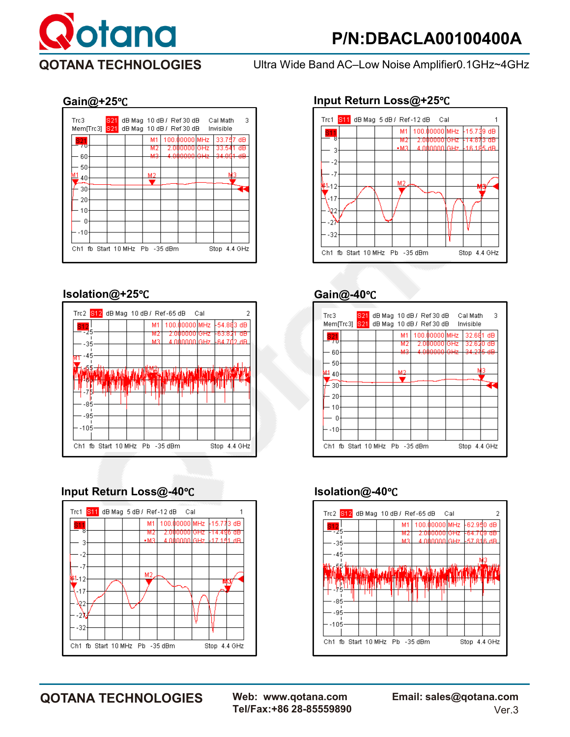# P/N:DBACLA00100400A

**QOTANA TECHNOLOGIES**

Ultra Wide Band AC–Low Noise Amplifier0.1GHz~4GHz

## Gain@+25℃

Trc3 S21 dB Mag 10 dB / Ref 30 dB Cal Math 3
Mem[Trc3] S21 dB Mag 10 dB / Ref 30 dB Invisible

| Marker | Frequency | Value |
|---|---|---|
| M1 | 100.00000 MHz | 33.757 dB |
| M2 | 2.000000 GHz | 33.541 dB |
| M3 | 4.000000 GHz | 34.051 dB |

Ch1 fb Start 10 MHz Pb -35 dBm Stop 4.4 GHz

## Input Return Loss@+25℃

Trc1 S11 dB Mag 5 dB / Ref -12 dB Cal 1

| Marker | Frequency | Value |
|---|---|---|
| M1 | 100.00000 MHz | -15.739 dB |
| M2 | 2.000000 GHz | -14.873 dB |
| M3 | 4.000000 GHz | -16.165 dB |

Ch1 fb Start 10 MHz Pb -35 dBm Stop 4.4 GHz

## Isolation@+25℃

Trc2 S12 dB Mag 10 dB / Ref -65 dB Cal 2

| Marker | Frequency | Value |
|---|---|---|
| M1 | 100.00000 MHz | -54.883 dB |
| M2 | 2.000000 GHz | -63.821 dB |
| M3 | 4.000000 GHz | -64.702 dB |

Ch1 fb Start 10 MHz Pb -35 dBm Stop 4.4 GHz

## Gain@-40℃

Trc3 S21 dB Mag 10 dB / Ref 30 dB Cal Math 3
Mem[Trc3] S21 dB Mag 10 dB / Ref 30 dB Invisible

| Marker | Frequency | Value |
|---|---|---|
| M1 | 100.00000 MHz | 32.681 dB |
| M2 | 2.000000 GHz | 32.620 dB |
| M3 | 4.000000 GHz | 34.275 dB |

Ch1 fb Start 10 MHz Pb -35 dBm Stop 4.4 GHz

## Input Return Loss@-40℃

Trc1 S11 dB Mag 5 dB / Ref -12 dB Cal 1

| Marker | Frequency | Value |
|---|---|---|
| M1 | 100.00000 MHz | -15.773 dB |
| M2 | 2.000000 GHz | -14.496 dB |
| M3 | 4.000000 GHz | -17.151 dB |

Ch1 fb Start 10 MHz Pb -35 dBm Stop 4.4 GHz

## Isolation@-40℃

Trc2 S12 dB Mag 10 dB / Ref -65 dB Cal 2

| Marker | Frequency | Value |
|---|---|---|
| M1 | 100.00000 MHz | -62.950 dB |
| M2 | 2.000000 GHz | -64.709 dB |
| M3 | 4.000000 GHz | -57.816 dB |

Ch1 fb Start 10 MHz Pb -35 dBm Stop 4.4 GHz

**QOTANA TECHNOLOGIES** **Web: www.qotana.com** **Tel/Fax:+86 28-85559890** **Email: sales@qotana.com** Ver.3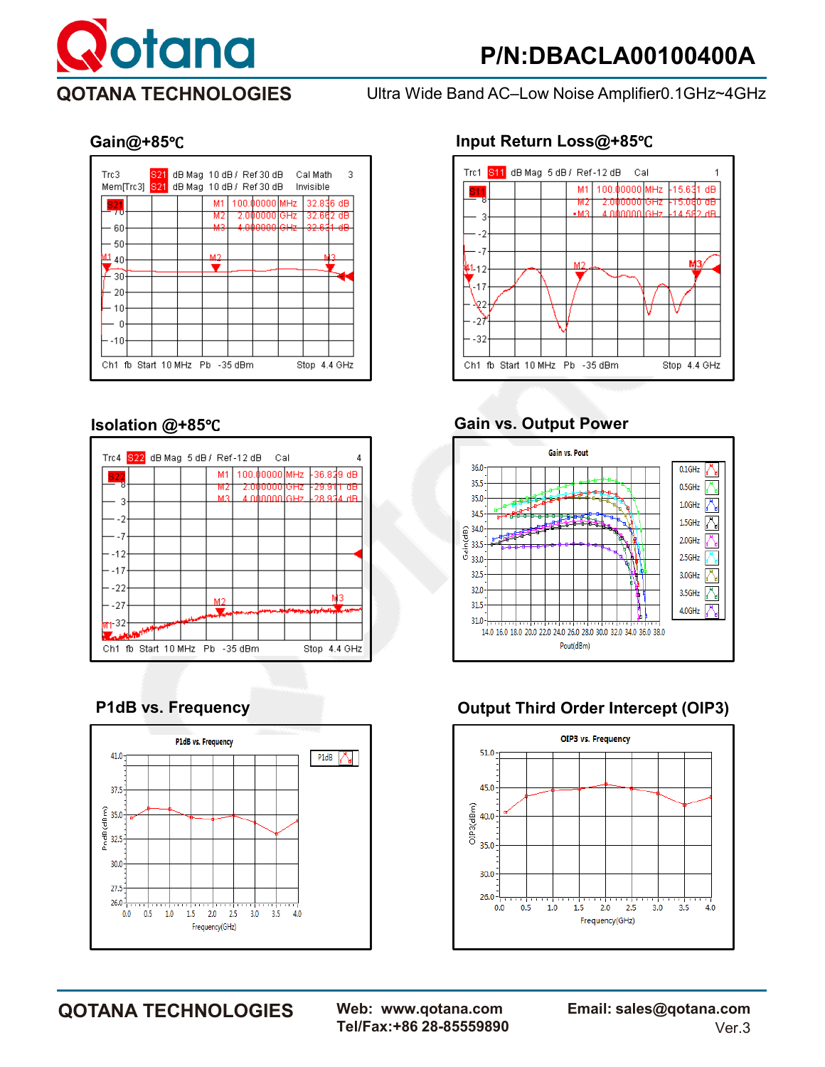## Gain@+85℃

Trc3 S21 dB Mag 10 dB / Ref 30 dB Cal Math 3
Mem[Trc3] S21 dB Mag 10 dB / Ref 30 dB Invisible

| Marker | Frequency | Value |
|---|---|---|
| M1 | 100.000000 MHz | 32.836 dB |
| M2 | 2.000000 GHz | 32.662 dB |
| M3 | 4.000000 GHz | 32.631 dB |

Ch1 fb Start 10 MHz Pb -35 dBm Stop 4.4 GHz

## Input Return Loss@+85℃

Trc1 S11 dB Mag 5 dB / Ref -12 dB Cal 1

| Marker | Frequency | Value |
|---|---|---|
| M1 | 100.000000 MHz | -15.631 dB |
| M2 | 2.000000 GHz | -15.080 dB |
| M3 | 4.000000 GHz | -14.582 dB |

Ch1 fb Start 10 MHz Pb -35 dBm Stop 4.4 GHz

## Isolation @+85℃

Trc4 S22 dB Mag 5 dB / Ref -12 dB Cal 4

| Marker | Frequency | Value |
|---|---|---|
| M1 | 100.000000 MHz | -36.829 dB |
| M2 | 2.000000 GHz | -29.911 dB |
| M3 | 4.000000 GHz | -28.924 dB |

Ch1 fb Start 10 MHz Pb -35 dBm Stop 4.4 GHz

## Gain vs. Output Power

Gain vs. Pout

Gain(dB) vs. Pout(dBm); curves: 0.1GHz, 0.5GHz, 1.0GHz, 1.5GHz, 2.0GHz, 2.5GHz, 3.0GHz, 3.5GHz, 4.0GHz

## P1dB vs. Frequency

P1dB vs. Frequency

P1dB(dBm) vs. Frequency(GHz)

## Output Third Order Intercept (OIP3)

OIP3 vs. Frequency

OIP3(dBm) vs. Frequency(GHz)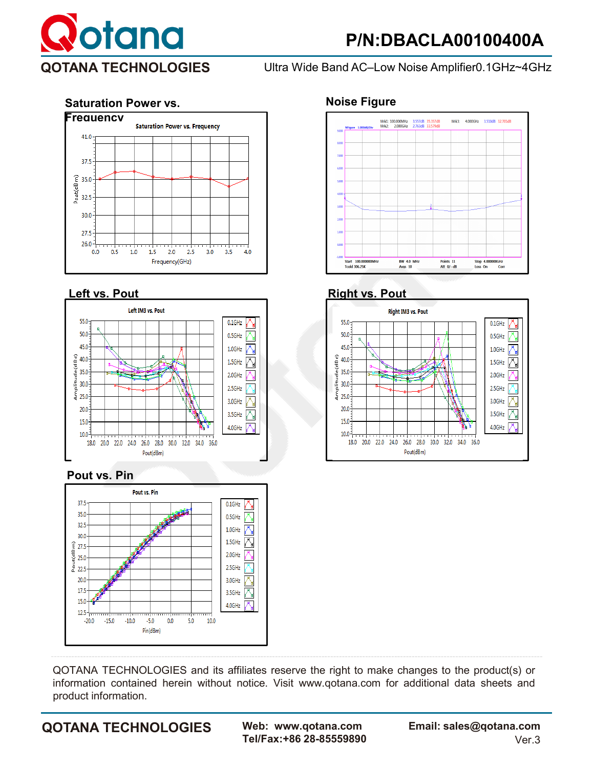# P/N:DBACLA00100400A

## QOTANA TECHNOLOGIES

Ultra Wide Band AC–Low Noise Amplifier0.1GHz~4GHz

### Saturation Power vs. Frequency

Saturation Power vs. Frequency

41.0
37.5
35.0
32.5
30.0
27.5
26.0

Psat(dBm)

0.0 0.5 1.0 1.5 2.0 2.5 3.0 3.5 4.0

Frequency(GHz)

### Noise Figure

Mkr1: 100.000MHz 3.557dB 35.357dB
Mkr2: 2.000GHz 2.763dB 33.579dB
Mkr3: 4.000GHz 3.510dB 32.701dB

NFigure 1.000dB/Div

Start 100.000000MHz BW 4.0 MHz Points 11 Stop 4.000000GHz
Tcold 306.25K Avgs 10 Att 0/--dB Loss On Corr

### Left vs. Pout

Left IM3 vs. Pout

55.0 50.0 45.0 40.0 35.0 30.0 25.0 20.0 15.0 10.0

Amplitude(dBc)

18.0 20.0 22.0 24.0 26.0 28.0 30.0 32.0 34.0 36.0

Pout(dBm)

0.1GHz 0.5GHz 1.0GHz 1.5GHz 2.0GHz 2.5GHz 3.0GHz 3.5GHz 4.0GHz

### Right vs. Pout

Right IM3 vs. Pout

55.0 50.0 45.0 40.0 35.0 30.0 25.0 20.0 15.0 10.0

Amplitude(dBc)

18.0 20.0 22.0 24.0 26.0 28.0 30.0 32.0 34.0 36.0

Pout(dBm)

0.1GHz 0.5GHz 1.0GHz 1.5GHz 2.0GHz 2.5GHz 3.0GHz 3.5GHz 4.0GHz

### Pout vs. Pin

Pout vs. Pin

37.5 35.0 32.5 30.0 27.5 25.0 22.5 20.0 17.5 15.0 12.5

Pout(dBm)

-20.0 -15.0 -10.0 -5.0 0.0 5.0 10.0

Pin(dBm)

0.1GHz 0.5GHz 1.0GHz 1.5GHz 2.0GHz 2.5GHz 3.0GHz 3.5GHz 4.0GHz

QOTANA TECHNOLOGIES and its affiliates reserve the right to make changes to the product(s) or information contained herein without notice. Visit www.qotana.com for additional data sheets and product information.

**QOTANA TECHNOLOGIES**

**Web: www.qotana.com**
**Tel/Fax:+86 28-85559890**

**Email: sales@qotana.com**
Ver.3